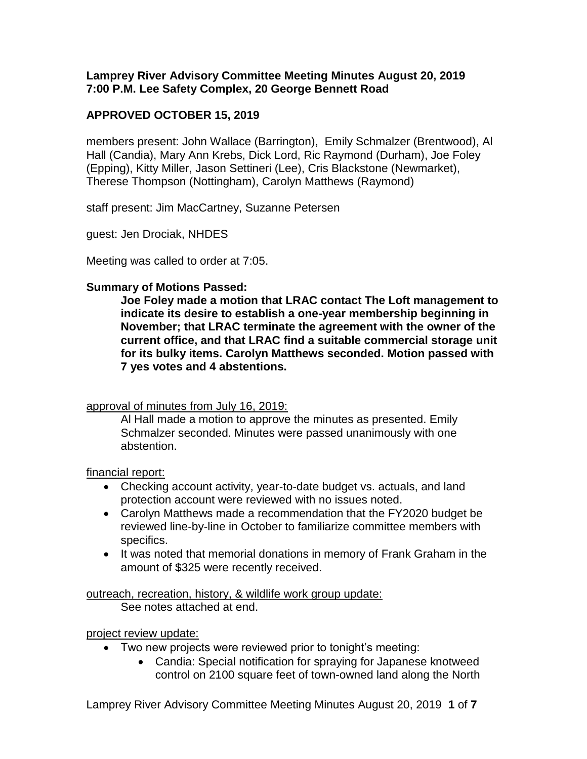**Lamprey River Advisory Committee Meeting Minutes August 20, 2019**
**7:00 P.M. Lee Safety Complex, 20 George Bennett Road**

**APPROVED OCTOBER 15, 2019**

members present: John Wallace (Barrington), Emily Schmalzer (Brentwood), Al Hall (Candia), Mary Ann Krebs, Dick Lord, Ric Raymond (Durham), Joe Foley (Epping), Kitty Miller, Jason Settineri (Lee), Cris Blackstone (Newmarket), Therese Thompson (Nottingham), Carolyn Matthews (Raymond)

staff present: Jim MacCartney, Suzanne Petersen

guest: Jen Drociak, NHDES

Meeting was called to order at 7:05.

**Summary of Motions Passed:**

> **Joe Foley made a motion that LRAC contact The Loft management to indicate its desire to establish a one-year membership beginning in November; that LRAC terminate the agreement with the owner of the current office, and that LRAC find a suitable commercial storage unit for its bulky items. Carolyn Matthews seconded. Motion passed with 7 yes votes and 4 abstentions.**

<u>approval of minutes from July 16, 2019:</u>

> Al Hall made a motion to approve the minutes as presented. Emily Schmalzer seconded. Minutes were passed unanimously with one abstention.

<u>financial report:</u>

- Checking account activity, year-to-date budget vs. actuals, and land protection account were reviewed with no issues noted.
- Carolyn Matthews made a recommendation that the FY2020 budget be reviewed line-by-line in October to familiarize committee members with specifics.
- It was noted that memorial donations in memory of Frank Graham in the amount of $325 were recently received.

<u>outreach, recreation, history, & wildlife work group update:</u>

> See notes attached at end.

<u>project review update:</u>

- Two new projects were reviewed prior to tonight's meeting:
  - Candia: Special notification for spraying for Japanese knotweed control on 2100 square feet of town-owned land along the North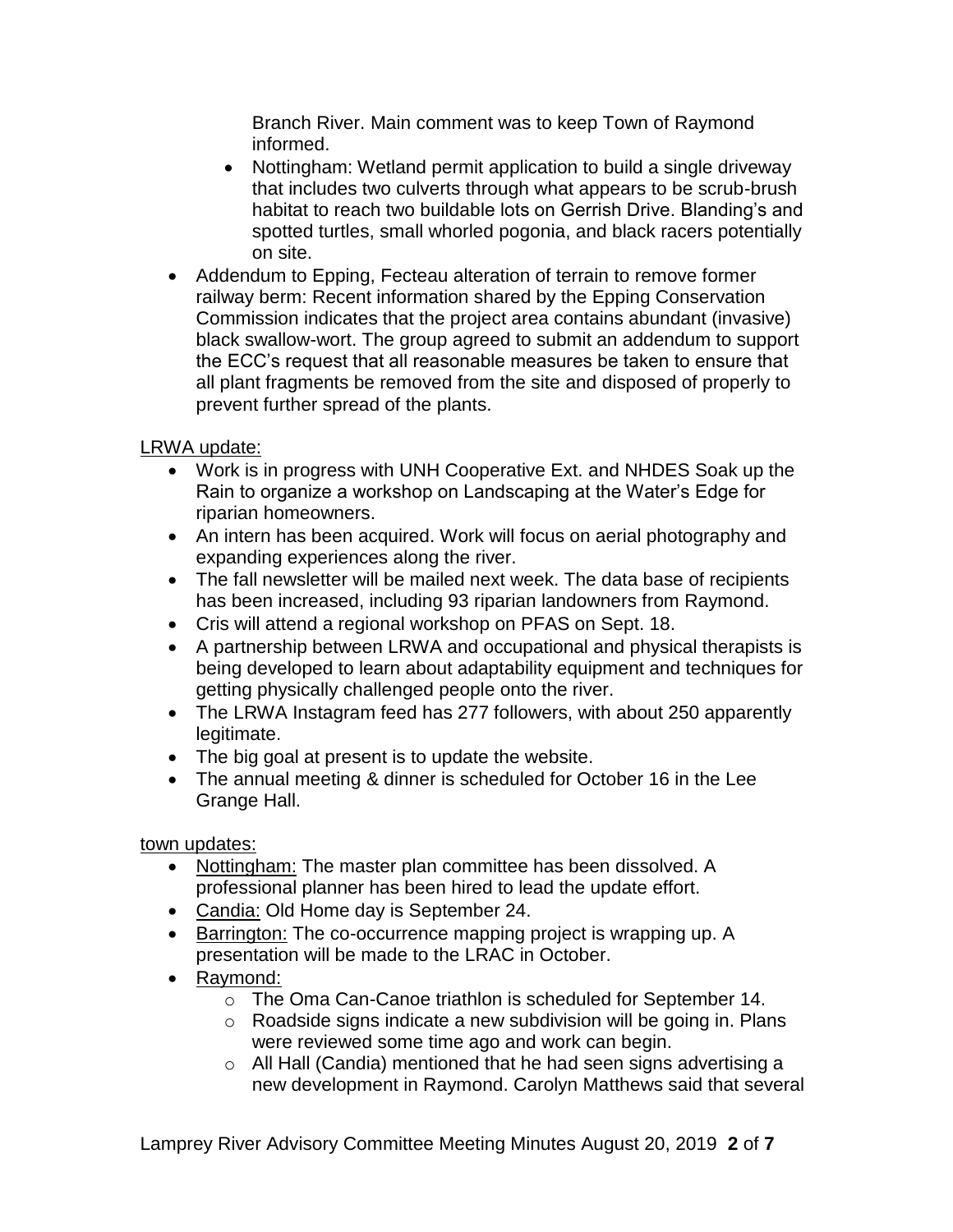Branch River. Main comment was to keep Town of Raymond informed.

    - Nottingham: Wetland permit application to build a single driveway that includes two culverts through what appears to be scrub-brush habitat to reach two buildable lots on Gerrish Drive. Blanding's and spotted turtles, small whorled pogonia, and black racers potentially on site.

- Addendum to Epping, Fecteau alteration of terrain to remove former railway berm: Recent information shared by the Epping Conservation Commission indicates that the project area contains abundant (invasive) black swallow-wort. The group agreed to submit an addendum to support the ECC's request that all reasonable measures be taken to ensure that all plant fragments be removed from the site and disposed of properly to prevent further spread of the plants.

<u>LRWA update:</u>

- Work is in progress with UNH Cooperative Ext. and NHDES Soak up the Rain to organize a workshop on Landscaping at the Water's Edge for riparian homeowners.
- An intern has been acquired. Work will focus on aerial photography and expanding experiences along the river.
- The fall newsletter will be mailed next week. The data base of recipients has been increased, including 93 riparian landowners from Raymond.
- Cris will attend a regional workshop on PFAS on Sept. 18.
- A partnership between LRWA and occupational and physical therapists is being developed to learn about adaptability equipment and techniques for getting physically challenged people onto the river.
- The LRWA Instagram feed has 277 followers, with about 250 apparently legitimate.
- The big goal at present is to update the website.
- The annual meeting & dinner is scheduled for October 16 in the Lee Grange Hall.

<u>town updates:</u>

- <u>Nottingham:</u> The master plan committee has been dissolved. A professional planner has been hired to lead the update effort.
- <u>Candia:</u> Old Home day is September 24.
- <u>Barrington:</u> The co-occurrence mapping project is wrapping up. A presentation will be made to the LRAC in October.
- <u>Raymond:</u>
    - The Oma Can-Canoe triathlon is scheduled for September 14.
    - Roadside signs indicate a new subdivision will be going in. Plans were reviewed some time ago and work can begin.
    - All Hall (Candia) mentioned that he had seen signs advertising a new development in Raymond. Carolyn Matthews said that several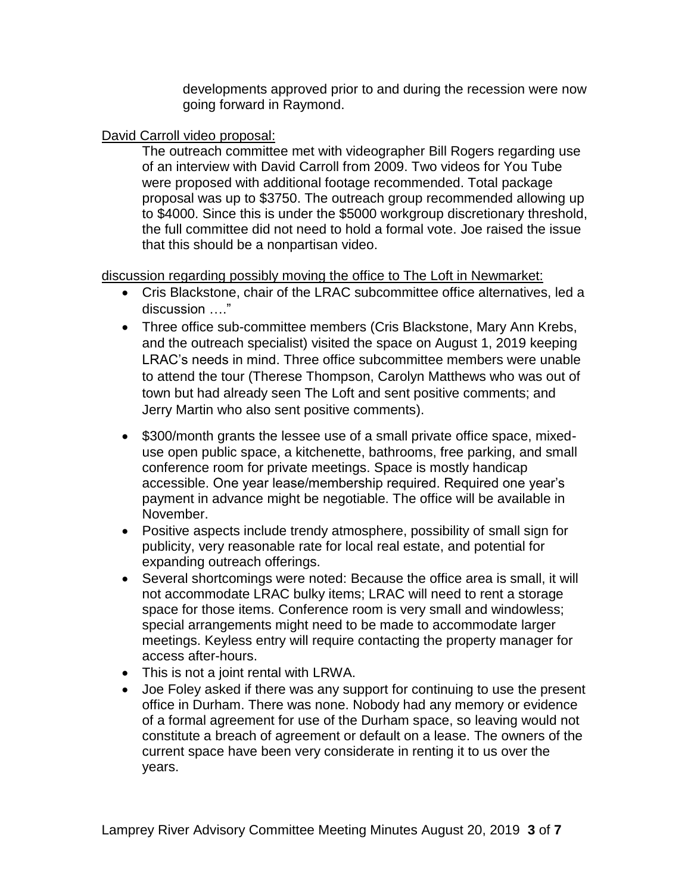developments approved prior to and during the recession were now going forward in Raymond.

<u>David Carroll video proposal:</u>

The outreach committee met with videographer Bill Rogers regarding use of an interview with David Carroll from 2009. Two videos for You Tube were proposed with additional footage recommended. Total package proposal was up to $3750. The outreach group recommended allowing up to $4000. Since this is under the $5000 workgroup discretionary threshold, the full committee did not need to hold a formal vote. Joe raised the issue that this should be a nonpartisan video.

<u>discussion regarding possibly moving the office to The Loft in Newmarket:</u>

- Cris Blackstone, chair of the LRAC subcommittee office alternatives, led a discussion …."
- Three office sub-committee members (Cris Blackstone, Mary Ann Krebs, and the outreach specialist) visited the space on August 1, 2019 keeping LRAC's needs in mind. Three office subcommittee members were unable to attend the tour (Therese Thompson, Carolyn Matthews who was out of town but had already seen The Loft and sent positive comments; and Jerry Martin who also sent positive comments).
- $300/month grants the lessee use of a small private office space, mixed-use open public space, a kitchenette, bathrooms, free parking, and small conference room for private meetings. Space is mostly handicap accessible. One year lease/membership required. Required one year's payment in advance might be negotiable. The office will be available in November.
- Positive aspects include trendy atmosphere, possibility of small sign for publicity, very reasonable rate for local real estate, and potential for expanding outreach offerings.
- Several shortcomings were noted: Because the office area is small, it will not accommodate LRAC bulky items; LRAC will need to rent a storage space for those items. Conference room is very small and windowless; special arrangements might need to be made to accommodate larger meetings. Keyless entry will require contacting the property manager for access after-hours.
- This is not a joint rental with LRWA.
- Joe Foley asked if there was any support for continuing to use the present office in Durham. There was none. Nobody had any memory or evidence of a formal agreement for use of the Durham space, so leaving would not constitute a breach of agreement or default on a lease. The owners of the current space have been very considerate in renting it to us over the years.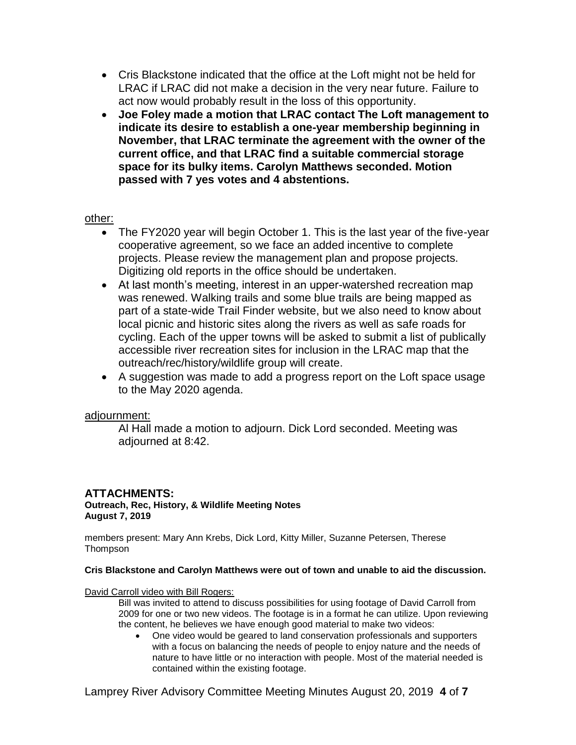- Cris Blackstone indicated that the office at the Loft might not be held for LRAC if LRAC did not make a decision in the very near future. Failure to act now would probably result in the loss of this opportunity.
- **Joe Foley made a motion that LRAC contact The Loft management to indicate its desire to establish a one-year membership beginning in November, that LRAC terminate the agreement with the owner of the current office, and that LRAC find a suitable commercial storage space for its bulky items. Carolyn Matthews seconded. Motion passed with 7 yes votes and 4 abstentions.**

<u>other:</u>

- The FY2020 year will begin October 1. This is the last year of the five-year cooperative agreement, so we face an added incentive to complete projects. Please review the management plan and propose projects. Digitizing old reports in the office should be undertaken.
- At last month's meeting, interest in an upper-watershed recreation map was renewed. Walking trails and some blue trails are being mapped as part of a state-wide Trail Finder website, but we also need to know about local picnic and historic sites along the rivers as well as safe roads for cycling. Each of the upper towns will be asked to submit a list of publically accessible river recreation sites for inclusion in the LRAC map that the outreach/rec/history/wildlife group will create.
- A suggestion was made to add a progress report on the Loft space usage to the May 2020 agenda.

<u>adjournment:</u>

Al Hall made a motion to adjourn. Dick Lord seconded. Meeting was adjourned at 8:42.

## ATTACHMENTS:

**Outreach, Rec, History, & Wildlife Meeting Notes**
**August 7, 2019**

members present: Mary Ann Krebs, Dick Lord, Kitty Miller, Suzanne Petersen, Therese Thompson

**Cris Blackstone and Carolyn Matthews were out of town and unable to aid the discussion.**

<u>David Carroll video with Bill Rogers:</u>

Bill was invited to attend to discuss possibilities for using footage of David Carroll from 2009 for one or two new videos. The footage is in a format he can utilize. Upon reviewing the content, he believes we have enough good material to make two videos:

- One video would be geared to land conservation professionals and supporters with a focus on balancing the needs of people to enjoy nature and the needs of nature to have little or no interaction with people. Most of the material needed is contained within the existing footage.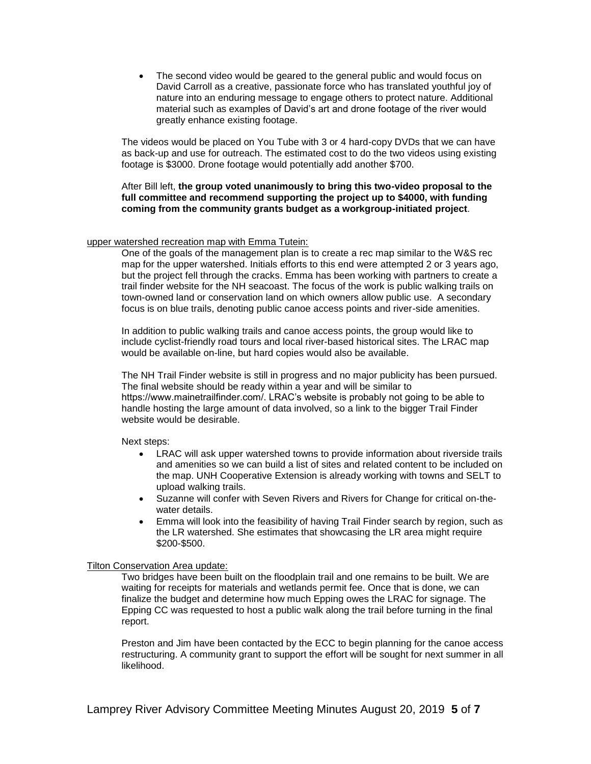- The second video would be geared to the general public and would focus on David Carroll as a creative, passionate force who has translated youthful joy of nature into an enduring message to engage others to protect nature. Additional material such as examples of David's art and drone footage of the river would greatly enhance existing footage.

The videos would be placed on You Tube with 3 or 4 hard-copy DVDs that we can have as back-up and use for outreach. The estimated cost to do the two videos using existing footage is $3000. Drone footage would potentially add another $700.

After Bill left, **the group voted unanimously to bring this two-video proposal to the full committee and recommend supporting the project up to $4000, with funding coming from the community grants budget as a workgroup-initiated project**.

<u>upper watershed recreation map with Emma Tutein:</u>

One of the goals of the management plan is to create a rec map similar to the W&S rec map for the upper watershed. Initials efforts to this end were attempted 2 or 3 years ago, but the project fell through the cracks. Emma has been working with partners to create a trail finder website for the NH seacoast. The focus of the work is public walking trails on town-owned land or conservation land on which owners allow public use. A secondary focus is on blue trails, denoting public canoe access points and river-side amenities.

In addition to public walking trails and canoe access points, the group would like to include cyclist-friendly road tours and local river-based historical sites. The LRAC map would be available on-line, but hard copies would also be available.

The NH Trail Finder website is still in progress and no major publicity has been pursued. The final website should be ready within a year and will be similar to https://www.mainetrailfinder.com/. LRAC's website is probably not going to be able to handle hosting the large amount of data involved, so a link to the bigger Trail Finder website would be desirable.

Next steps:

- LRAC will ask upper watershed towns to provide information about riverside trails and amenities so we can build a list of sites and related content to be included on the map. UNH Cooperative Extension is already working with towns and SELT to upload walking trails.
- Suzanne will confer with Seven Rivers and Rivers for Change for critical on-the-water details.
- Emma will look into the feasibility of having Trail Finder search by region, such as the LR watershed. She estimates that showcasing the LR area might require $200-$500.

<u>Tilton Conservation Area update:</u>

Two bridges have been built on the floodplain trail and one remains to be built. We are waiting for receipts for materials and wetlands permit fee. Once that is done, we can finalize the budget and determine how much Epping owes the LRAC for signage. The Epping CC was requested to host a public walk along the trail before turning in the final report.

Preston and Jim have been contacted by the ECC to begin planning for the canoe access restructuring. A community grant to support the effort will be sought for next summer in all likelihood.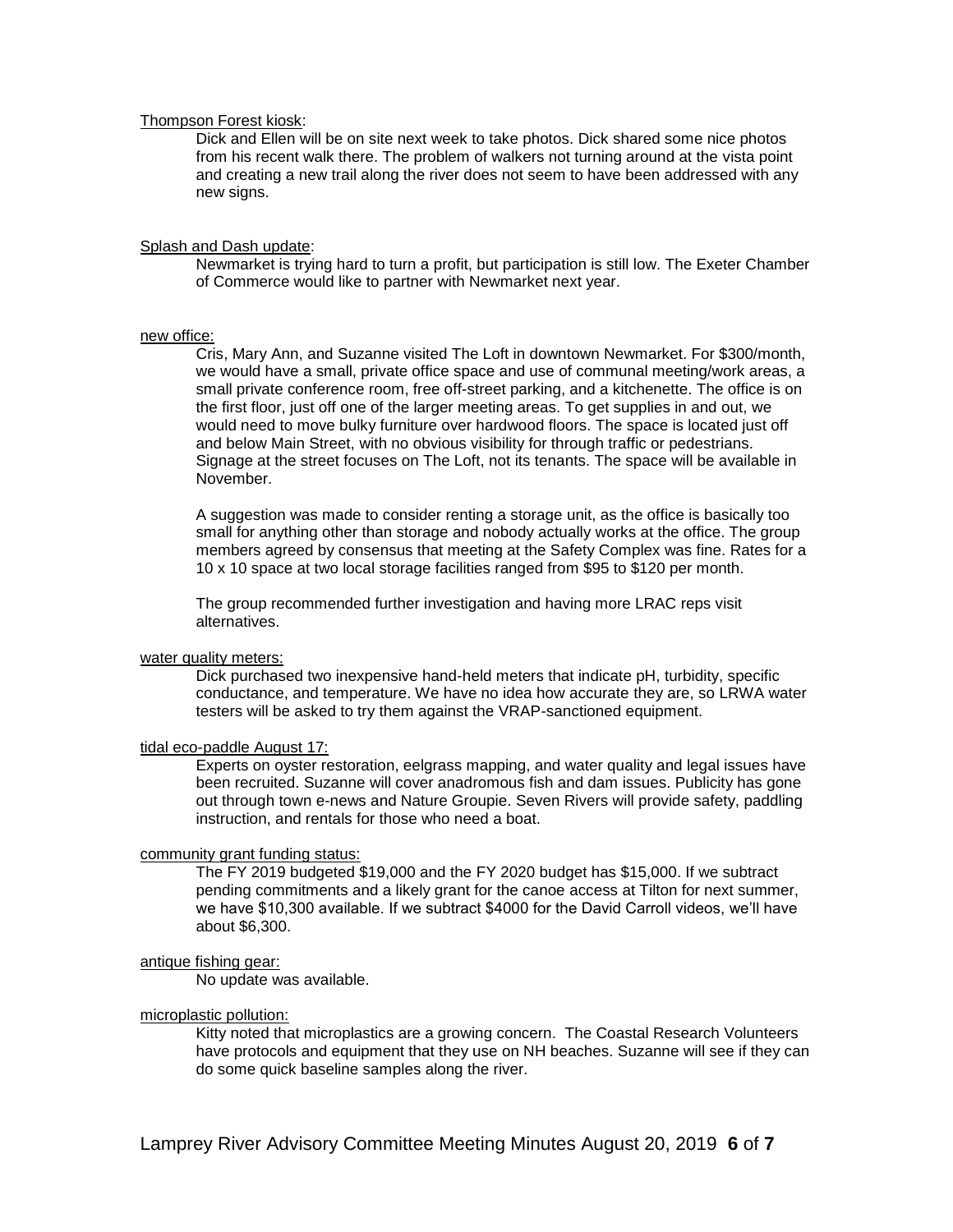Thompson Forest kiosk:

Dick and Ellen will be on site next week to take photos. Dick shared some nice photos from his recent walk there. The problem of walkers not turning around at the vista point and creating a new trail along the river does not seem to have been addressed with any new signs.

Splash and Dash update:

Newmarket is trying hard to turn a profit, but participation is still low. The Exeter Chamber of Commerce would like to partner with Newmarket next year.

new office:

Cris, Mary Ann, and Suzanne visited The Loft in downtown Newmarket. For $300/month, we would have a small, private office space and use of communal meeting/work areas, a small private conference room, free off-street parking, and a kitchenette. The office is on the first floor, just off one of the larger meeting areas. To get supplies in and out, we would need to move bulky furniture over hardwood floors. The space is located just off and below Main Street, with no obvious visibility for through traffic or pedestrians. Signage at the street focuses on The Loft, not its tenants. The space will be available in November.

A suggestion was made to consider renting a storage unit, as the office is basically too small for anything other than storage and nobody actually works at the office. The group members agreed by consensus that meeting at the Safety Complex was fine. Rates for a 10 x 10 space at two local storage facilities ranged from $95 to $120 per month.

The group recommended further investigation and having more LRAC reps visit alternatives.

water quality meters:

Dick purchased two inexpensive hand-held meters that indicate pH, turbidity, specific conductance, and temperature. We have no idea how accurate they are, so LRWA water testers will be asked to try them against the VRAP-sanctioned equipment.

tidal eco-paddle August 17:

Experts on oyster restoration, eelgrass mapping, and water quality and legal issues have been recruited. Suzanne will cover anadromous fish and dam issues. Publicity has gone out through town e-news and Nature Groupie. Seven Rivers will provide safety, paddling instruction, and rentals for those who need a boat.

community grant funding status:

The FY 2019 budgeted $19,000 and the FY 2020 budget has $15,000. If we subtract pending commitments and a likely grant for the canoe access at Tilton for next summer, we have $10,300 available. If we subtract $4000 for the David Carroll videos, we'll have about $6,300.

antique fishing gear:

No update was available.

microplastic pollution:

Kitty noted that microplastics are a growing concern. The Coastal Research Volunteers have protocols and equipment that they use on NH beaches. Suzanne will see if they can do some quick baseline samples along the river.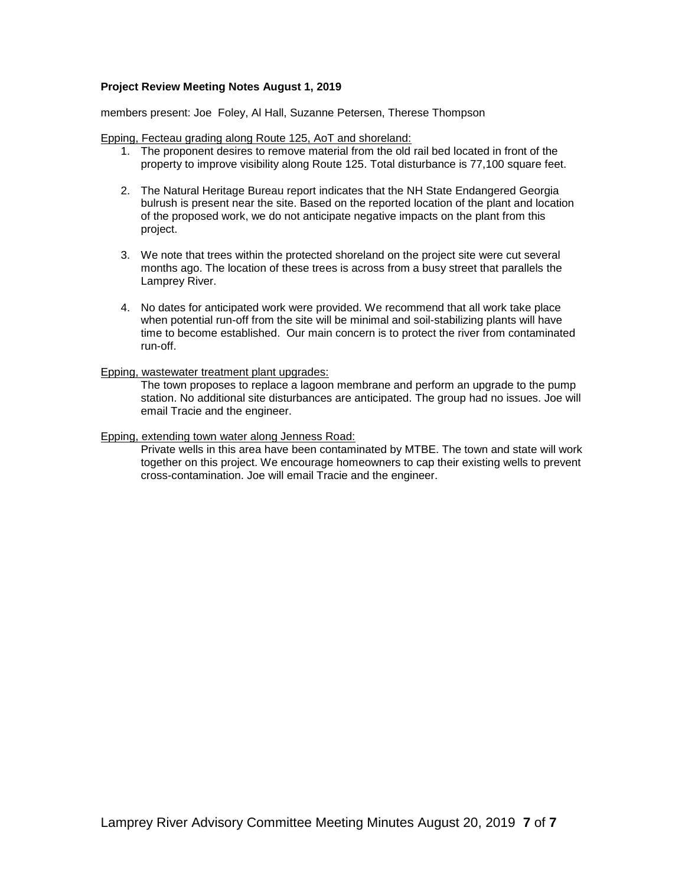**Project Review Meeting Notes August 1, 2019**

members present: Joe Foley, Al Hall, Suzanne Petersen, Therese Thompson

Epping, Fecteau grading along Route 125, AoT and shoreland:

1. The proponent desires to remove material from the old rail bed located in front of the property to improve visibility along Route 125. Total disturbance is 77,100 square feet.

2. The Natural Heritage Bureau report indicates that the NH State Endangered Georgia bulrush is present near the site. Based on the reported location of the plant and location of the proposed work, we do not anticipate negative impacts on the plant from this project.

3. We note that trees within the protected shoreland on the project site were cut several months ago. The location of these trees is across from a busy street that parallels the Lamprey River.

4. No dates for anticipated work were provided. We recommend that all work take place when potential run-off from the site will be minimal and soil-stabilizing plants will have time to become established. Our main concern is to protect the river from contaminated run-off.

Epping, wastewater treatment plant upgrades:

The town proposes to replace a lagoon membrane and perform an upgrade to the pump station. No additional site disturbances are anticipated. The group had no issues. Joe will email Tracie and the engineer.

Epping, extending town water along Jenness Road:

Private wells in this area have been contaminated by MTBE. The town and state will work together on this project. We encourage homeowners to cap their existing wells to prevent cross-contamination. Joe will email Tracie and the engineer.